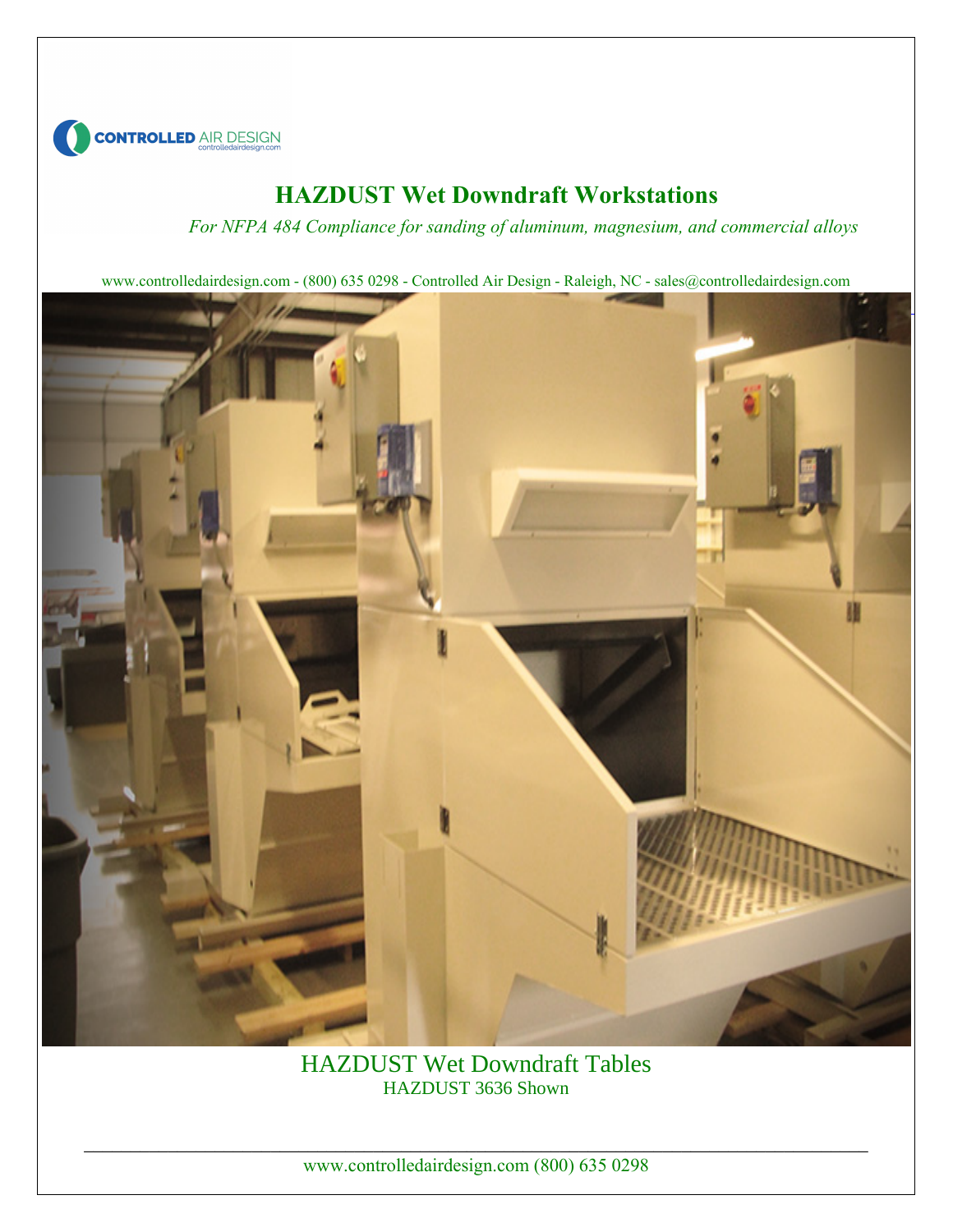CONTROLLED AIR DESIGN
controlledairdesign.com

# HAZDUST Wet Downdraft Workstations

*For NFPA 484 Compliance for sanding of aluminum, magnesium, and commercial alloys*

www.controlledairdesign.com - (800) 635 0298 - Controlled Air Design - Raleigh, NC - sales@controlledairdesign.com

HAZDUST Wet Downdraft Tables
HAZDUST 3636 Shown

www.controlledairdesign.com (800) 635 0298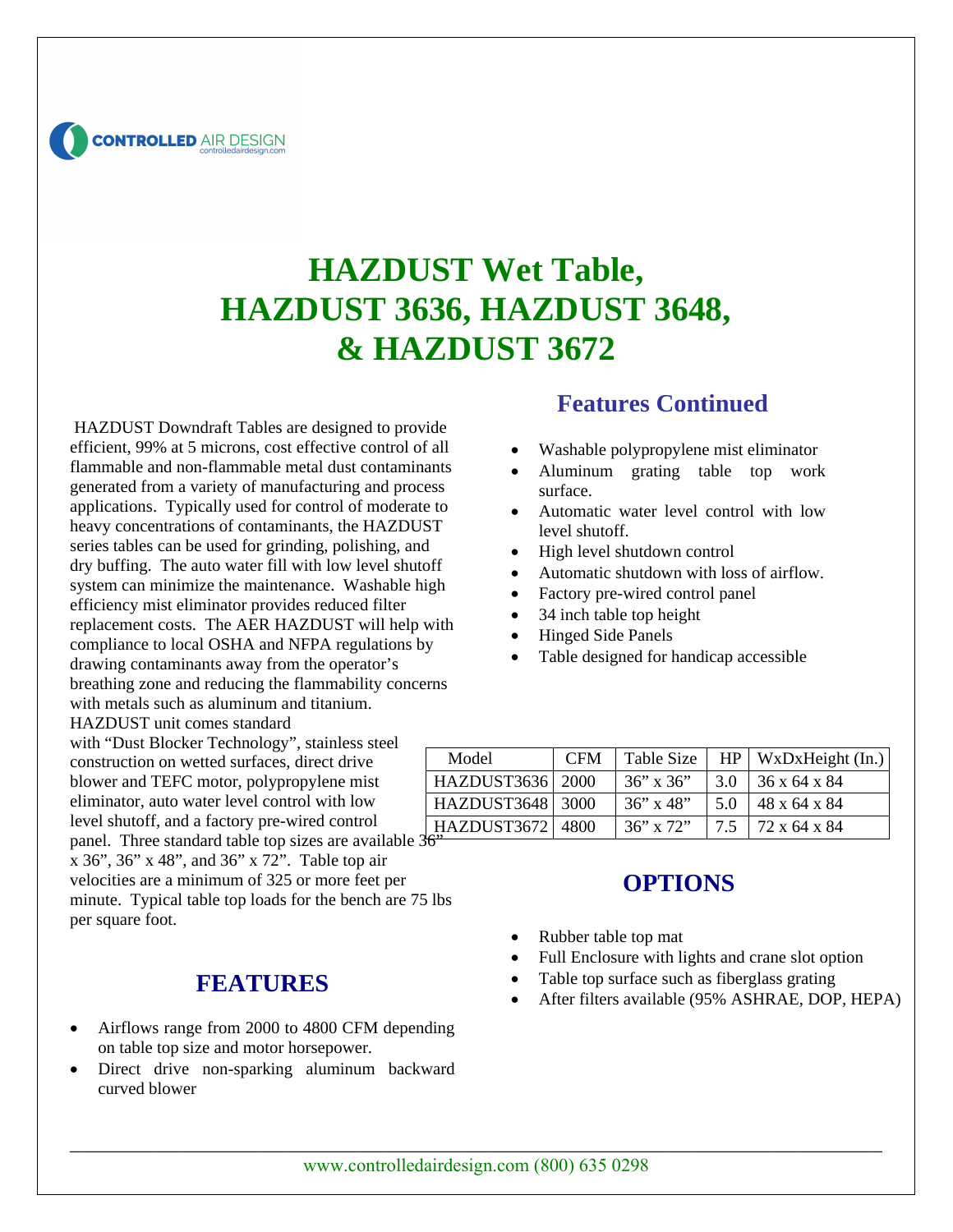CONTROLLED AIR DESIGN
controlledairdesign.com

# HAZDUST Wet Table, HAZDUST 3636, HAZDUST 3648, & HAZDUST 3672

HAZDUST Downdraft Tables are designed to provide efficient, 99% at 5 microns, cost effective control of all flammable and non-flammable metal dust contaminants generated from a variety of manufacturing and process applications. Typically used for control of moderate to heavy concentrations of contaminants, the HAZDUST series tables can be used for grinding, polishing, and dry buffing. The auto water fill with low level shutoff system can minimize the maintenance. Washable high efficiency mist eliminator provides reduced filter replacement costs. The AER HAZDUST will help with compliance to local OSHA and NFPA regulations by drawing contaminants away from the operator's breathing zone and reducing the flammability concerns with metals such as aluminum and titanium. HAZDUST unit comes standard with "Dust Blocker Technology", stainless steel construction on wetted surfaces, direct drive blower and TEFC motor, polypropylene mist eliminator, auto water level control with low level shutoff, and a factory pre-wired control panel. Three standard table top sizes are available 36" x 36", 36" x 48", and 36" x 72". Table top air velocities are a minimum of 325 or more feet per minute. Typical table top loads for the bench are 75 lbs per square foot.

## FEATURES

- Airflows range from 2000 to 4800 CFM depending on table top size and motor horsepower.
- Direct drive non-sparking aluminum backward curved blower

## Features Continued

- Washable polypropylene mist eliminator
- Aluminum grating table top work surface.
- Automatic water level control with low level shutoff.
- High level shutdown control
- Automatic shutdown with loss of airflow.
- Factory pre-wired control panel
- 34 inch table top height
- Hinged Side Panels
- Table designed for handicap accessible

| Model | CFM | Table Size | HP | WxDxHeight (In.) |
|---|---|---|---|---|
| HAZDUST3636 | 2000 | 36" x 36" | 3.0 | 36 x 64 x 84 |
| HAZDUST3648 | 3000 | 36" x 48" | 5.0 | 48 x 64 x 84 |
| HAZDUST3672 | 4800 | 36" x 72" | 7.5 | 72 x 64 x 84 |

## OPTIONS

- Rubber table top mat
- Full Enclosure with lights and crane slot option
- Table top surface such as fiberglass grating
- After filters available (95% ASHRAE, DOP, HEPA)

www.controlledairdesign.com (800) 635 0298